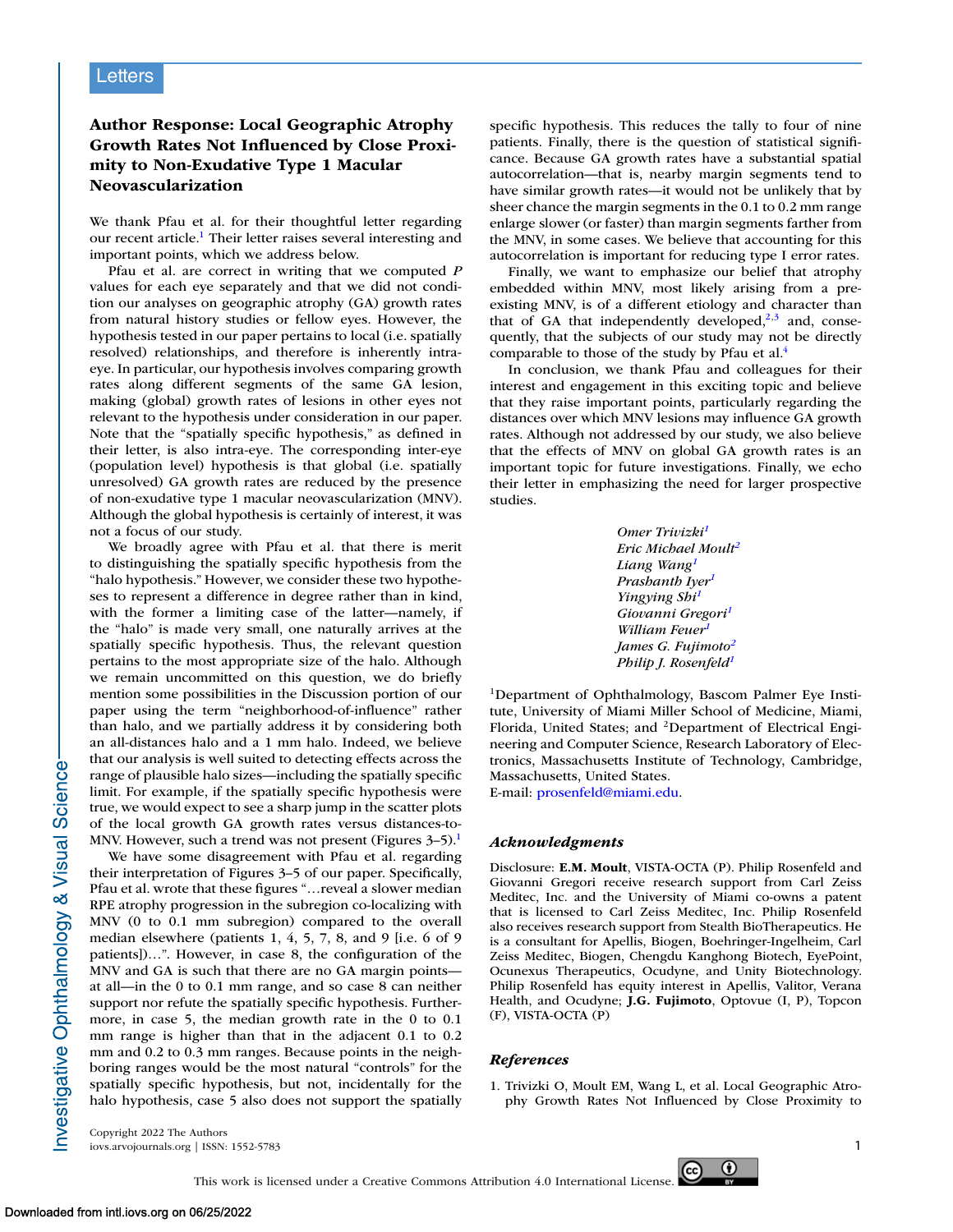Letters

# Author Response: Local Geographic Atrophy Growth Rates Not Influenced by Close Proximity to Non-Exudative Type 1 Macular Neovascularization

We thank Pfau et al. for their thoughtful letter regarding our recent article.[1] Their letter raises several interesting and important points, which we address below.

Pfau et al. are correct in writing that we computed $P$ values for each eye separately and that we did not condition our analyses on geographic atrophy (GA) growth rates from natural history studies or fellow eyes. However, the hypothesis tested in our paper pertains to local (i.e. spatially resolved) relationships, and therefore is inherently intra-eye. In particular, our hypothesis involves comparing growth rates along different segments of the same GA lesion, making (global) growth rates of lesions in other eyes not relevant to the hypothesis under consideration in our paper. Note that the "spatially specific hypothesis," as defined in their letter, is also intra-eye. The corresponding inter-eye (population level) hypothesis is that global (i.e. spatially unresolved) GA growth rates are reduced by the presence of non-exudative type 1 macular neovascularization (MNV). Although the global hypothesis is certainly of interest, it was not a focus of our study.

We broadly agree with Pfau et al. that there is merit to distinguishing the spatially specific hypothesis from the "halo hypothesis." However, we consider these two hypotheses to represent a difference in degree rather than in kind, with the former a limiting case of the latter—namely, if the "halo" is made very small, one naturally arrives at the spatially specific hypothesis. Thus, the relevant question pertains to the most appropriate size of the halo. Although we remain uncommitted on this question, we do briefly mention some possibilities in the Discussion portion of our paper using the term "neighborhood-of-influence" rather than halo, and we partially address it by considering both an all-distances halo and a 1 mm halo. Indeed, we believe that our analysis is well suited to detecting effects across the range of plausible halo sizes—including the spatially specific limit. For example, if the spatially specific hypothesis were true, we would expect to see a sharp jump in the scatter plots of the local growth GA growth rates versus distances-to-MNV. However, such a trend was not present (Figures 3–5).[1]

We have some disagreement with Pfau et al. regarding their interpretation of Figures 3–5 of our paper. Specifically, Pfau et al. wrote that these figures "…reveal a slower median RPE atrophy progression in the subregion co-localizing with MNV (0 to 0.1 mm subregion) compared to the overall median elsewhere (patients 1, 4, 5, 7, 8, and 9 [i.e. 6 of 9 patients])…". However, in case 8, the configuration of the MNV and GA is such that there are no GA margin points—at all—in the 0 to 0.1 mm range, and so case 8 can neither support nor refute the spatially specific hypothesis. Furthermore, in case 5, the median growth rate in the 0 to 0.1 mm range is higher than that in the adjacent 0.1 to 0.2 mm and 0.2 to 0.3 mm ranges. Because points in the neighboring ranges would be the most natural "controls" for the spatially specific hypothesis, but not, incidentally for the halo hypothesis, case 5 also does not support the spatially specific hypothesis. This reduces the tally to four of nine patients. Finally, there is the question of statistical significance. Because GA growth rates have a substantial spatial autocorrelation—that is, nearby margin segments tend to have similar growth rates—it would not be unlikely that by sheer chance the margin segments in the 0.1 to 0.2 mm range enlarge slower (or faster) than margin segments farther from the MNV, in some cases. We believe that accounting for this autocorrelation is important for reducing type I error rates.

Finally, we want to emphasize our belief that atrophy embedded within MNV, most likely arising from a pre-existing MNV, is of a different etiology and character than that of GA that independently developed,[2,3] and, consequently, that the subjects of our study may not be directly comparable to those of the study by Pfau et al.[4]

In conclusion, we thank Pfau and colleagues for their interest and engagement in this exciting topic and believe that they raise important points, particularly regarding the distances over which MNV lesions may influence GA growth rates. Although not addressed by our study, we also believe that the effects of MNV on global GA growth rates is an important topic for future investigations. Finally, we echo their letter in emphasizing the need for larger prospective studies.

*Omer Trivizki*[1]
*Eric Michael Moult*[2]
*Liang Wang*[1]
*Prashanth Iyer*[1]
*Yingying Shi*[1]
*Giovanni Gregori*[1]
*William Feuer*[1]
*James G. Fujimoto*[2]
*Philip J. Rosenfeld*[1]

[1]Department of Ophthalmology, Bascom Palmer Eye Institute, University of Miami Miller School of Medicine, Miami, Florida, United States; and [2]Department of Electrical Engineering and Computer Science, Research Laboratory of Electronics, Massachusetts Institute of Technology, Cambridge, Massachusetts, United States.
E-mail: prosenfeld@miami.edu.

## Acknowledgments

Disclosure: **E.M. Moult**, VISTA-OCTA (P). Philip Rosenfeld and Giovanni Gregori receive research support from Carl Zeiss Meditec, Inc. and the University of Miami co-owns a patent that is licensed to Carl Zeiss Meditec, Inc. Philip Rosenfeld also receives research support from Stealth BioTherapeutics. He is a consultant for Apellis, Biogen, Boehringer-Ingelheim, Carl Zeiss Meditec, Biogen, Chengdu Kanghong Biotech, EyePoint, Ocunexus Therapeutics, Ocudyne, and Unity Biotechnology. Philip Rosenfeld has equity interest in Apellis, Valitor, Verana Health, and Ocudyne; **J.G. Fujimoto**, Optovue (I, P), Topcon (F), VISTA-OCTA (P)

## References

1. Trivizki O, Moult EM, Wang L, et al. Local Geographic Atrophy Growth Rates Not Influenced by Close Proximity to

Copyright 2022 The Authors
iovs.arvojournals.org | ISSN: 1552-5783

This work is licensed under a Creative Commons Attribution 4.0 International License.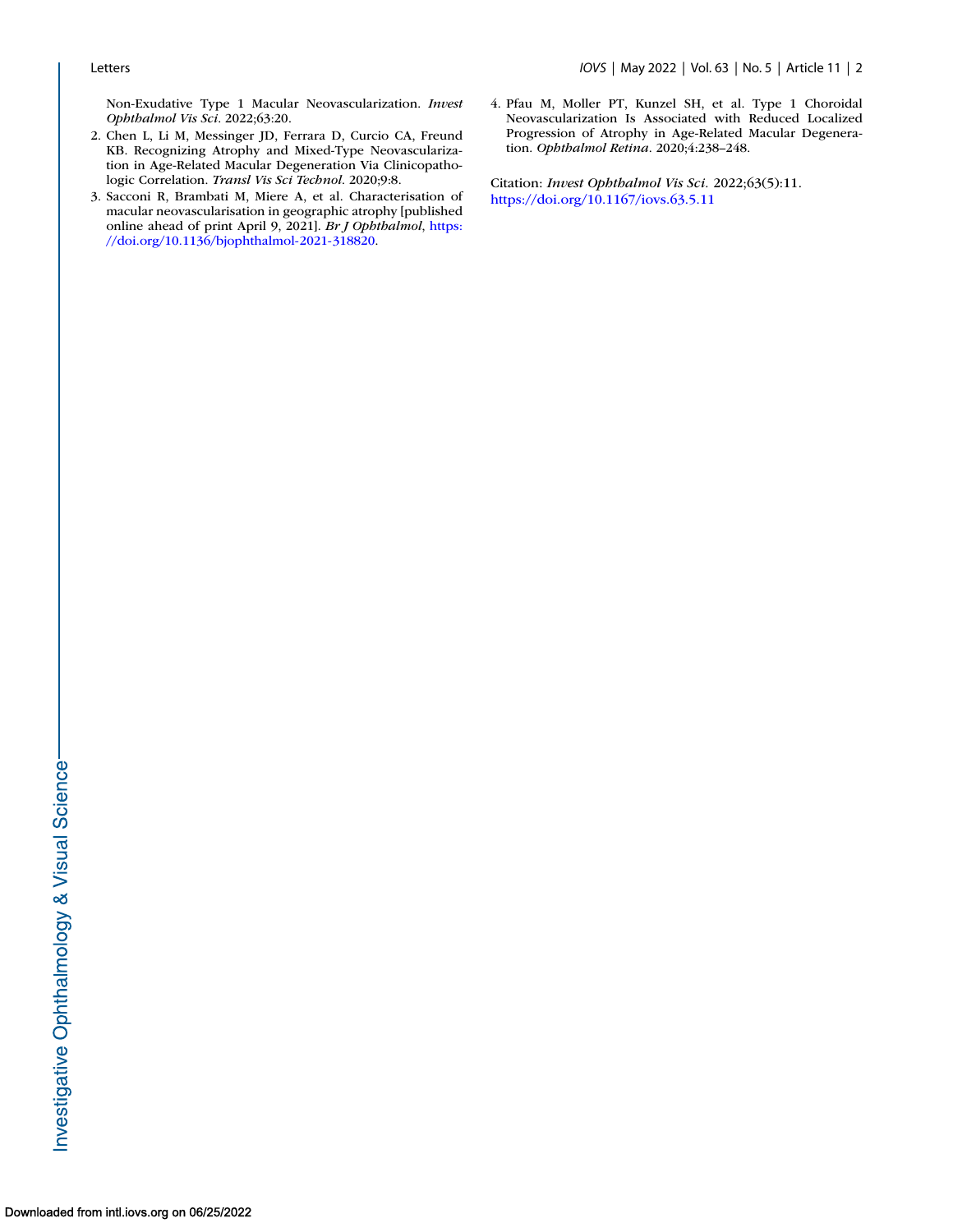Non-Exudative Type 1 Macular Neovascularization. *Invest Ophthalmol Vis Sci*. 2022;63:20.

2. Chen L, Li M, Messinger JD, Ferrara D, Curcio CA, Freund KB. Recognizing Atrophy and Mixed-Type Neovascularization in Age-Related Macular Degeneration Via Clinicopathologic Correlation. *Transl Vis Sci Technol*. 2020;9:8.
3. Sacconi R, Brambati M, Miere A, et al. Characterisation of macular neovascularisation in geographic atrophy [published online ahead of print April 9, 2021]. *Br J Ophthalmol*, https://doi.org/10.1136/bjophthalmol-2021-318820.
4. Pfau M, Moller PT, Kunzel SH, et al. Type 1 Choroidal Neovascularization Is Associated with Reduced Localized Progression of Atrophy in Age-Related Macular Degeneration. *Ophthalmol Retina*. 2020;4:238–248.

Citation: *Invest Ophthalmol Vis Sci*. 2022;63(5):11. https://doi.org/10.1167/iovs.63.5.11